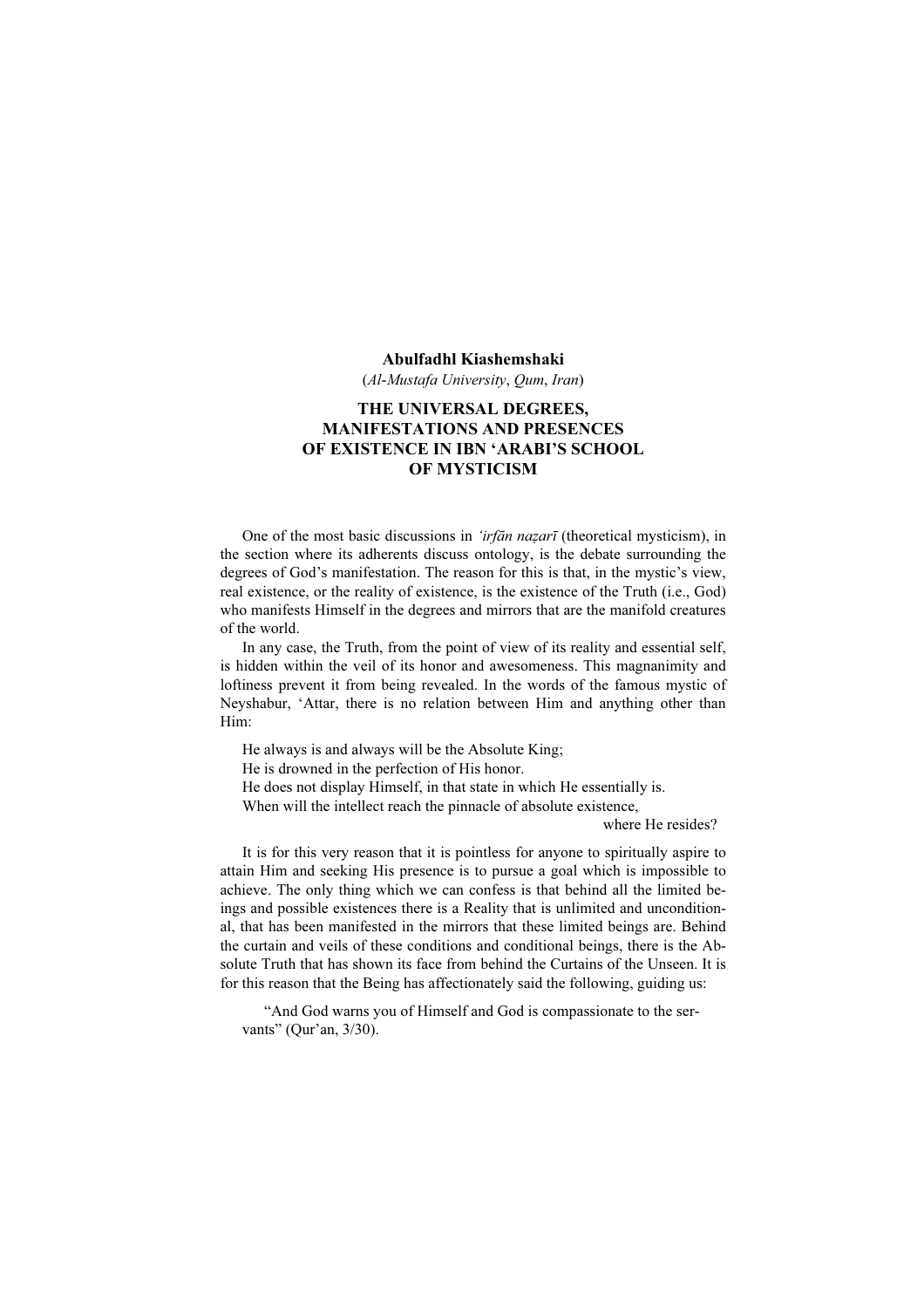**Abulfadhl Kiashemshaki**

(*Al-Mustafa University*, *Qum*, *Iran*)

# THE UNIVERSAL DEGREES, MANIFESTATIONS AND PRESENCES OF EXISTENCE IN IBN 'ARABI'S SCHOOL OF MYSTICISM

One of the most basic discussions in *'irfān naẓarī* (theoretical mysticism), in the section where its adherents discuss ontology, is the debate surrounding the degrees of God's manifestation. The reason for this is that, in the mystic's view, real existence, or the reality of existence, is the existence of the Truth (i.e., God) who manifests Himself in the degrees and mirrors that are the manifold creatures of the world.

In any case, the Truth, from the point of view of its reality and essential self, is hidden within the veil of its honor and awesomeness. This magnanimity and loftiness prevent it from being revealed. In the words of the famous mystic of Neyshabur, 'Attar, there is no relation between Him and anything other than Him:

> He always is and always will be the Absolute King;
> He is drowned in the perfection of His honor.
> He does not display Himself, in that state in which He essentially is.
> When will the intellect reach the pinnacle of absolute existence, where He resides?

It is for this very reason that it is pointless for anyone to spiritually aspire to attain Him and seeking His presence is to pursue a goal which is impossible to achieve. The only thing which we can confess is that behind all the limited beings and possible existences there is a Reality that is unlimited and unconditional, that has been manifested in the mirrors that these limited beings are. Behind the curtain and veils of these conditions and conditional beings, there is the Absolute Truth that has shown its face from behind the Curtains of the Unseen. It is for this reason that the Being has affectionately said the following, guiding us:

> "And God warns you of Himself and God is compassionate to the servants" (Qur'an, 3/30).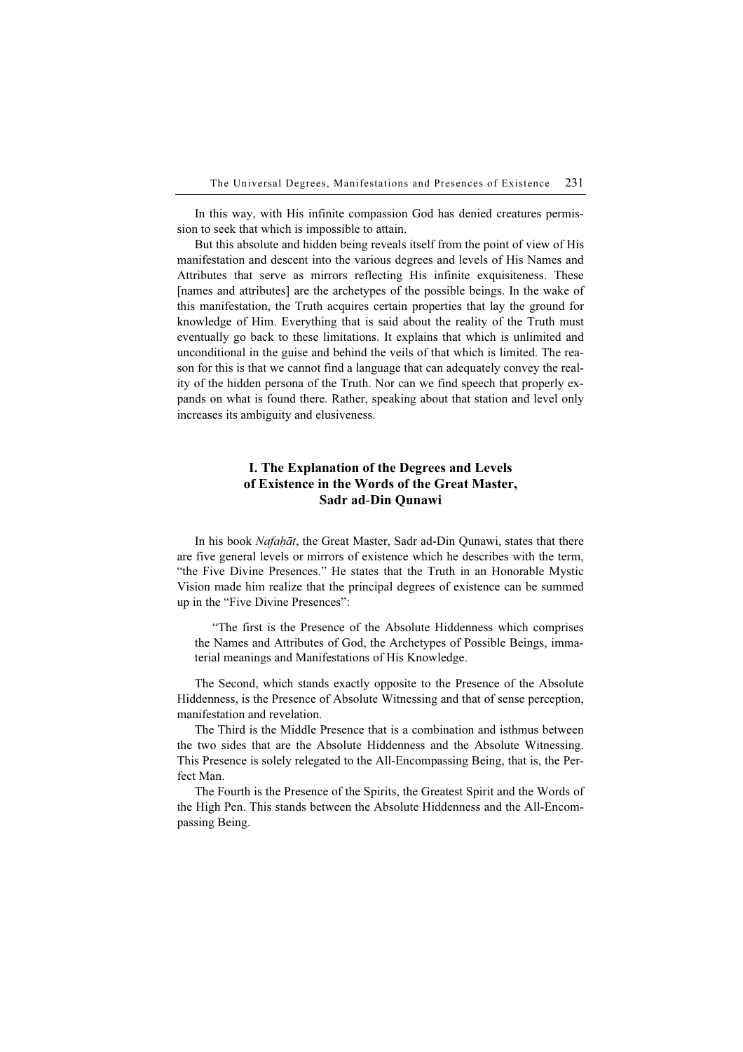In this way, with His infinite compassion God has denied creatures permission to seek that which is impossible to attain.

But this absolute and hidden being reveals itself from the point of view of His manifestation and descent into the various degrees and levels of His Names and Attributes that serve as mirrors reflecting His infinite exquisiteness. These [names and attributes] are the archetypes of the possible beings. In the wake of this manifestation, the Truth acquires certain properties that lay the ground for knowledge of Him. Everything that is said about the reality of the Truth must eventually go back to these limitations. It explains that which is unlimited and unconditional in the guise and behind the veils of that which is limited. The reason for this is that we cannot find a language that can adequately convey the reality of the hidden persona of the Truth. Nor can we find speech that properly expands on what is found there. Rather, speaking about that station and level only increases its ambiguity and elusiveness.

## I. The Explanation of the Degrees and Levels of Existence in the Words of the Great Master, Sadr ad-Din Qunawi

In his book *Nafaḥāt*, the Great Master, Sadr ad-Din Qunawi, states that there are five general levels or mirrors of existence which he describes with the term, "the Five Divine Presences." He states that the Truth in an Honorable Mystic Vision made him realize that the principal degrees of existence can be summed up in the "Five Divine Presences":

> "The first is the Presence of the Absolute Hiddenness which comprises the Names and Attributes of God, the Archetypes of Possible Beings, immaterial meanings and Manifestations of His Knowledge.

The Second, which stands exactly opposite to the Presence of the Absolute Hiddenness, is the Presence of Absolute Witnessing and that of sense perception, manifestation and revelation.

The Third is the Middle Presence that is a combination and isthmus between the two sides that are the Absolute Hiddenness and the Absolute Witnessing. This Presence is solely relegated to the All-Encompassing Being, that is, the Perfect Man.

The Fourth is the Presence of the Spirits, the Greatest Spirit and the Words of the High Pen. This stands between the Absolute Hiddenness and the All-Encompassing Being.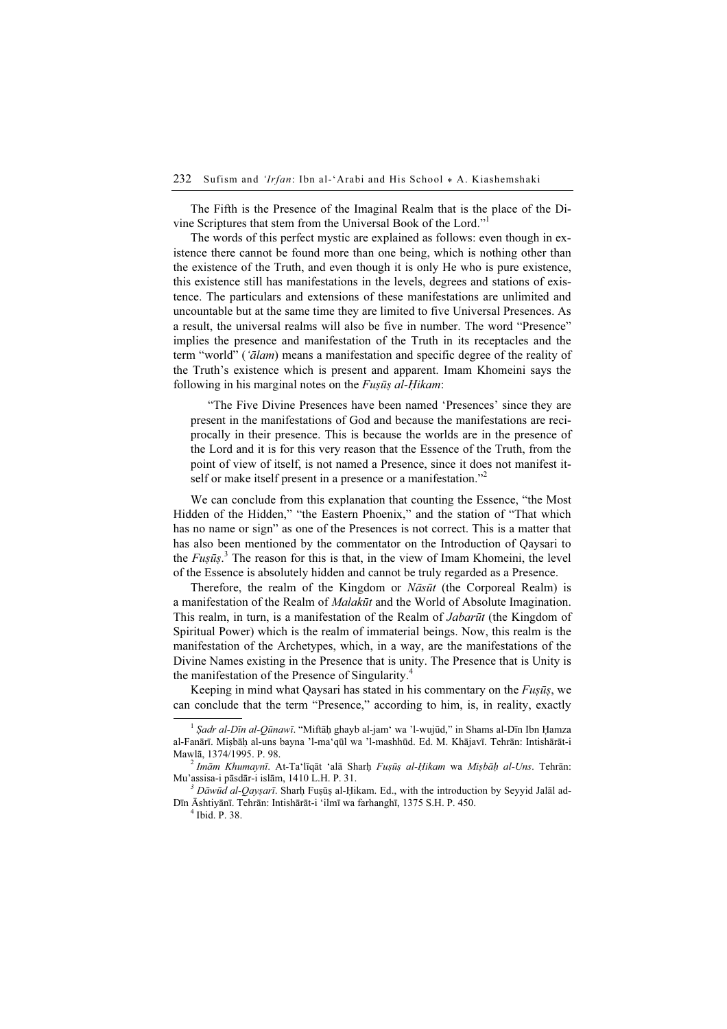The Fifth is the Presence of the Imaginal Realm that is the place of the Divine Scriptures that stem from the Universal Book of the Lord."[1]

The words of this perfect mystic are explained as follows: even though in existence there cannot be found more than one being, which is nothing other than the existence of the Truth, and even though it is only He who is pure existence, this existence still has manifestations in the levels, degrees and stations of existence. The particulars and extensions of these manifestations are unlimited and uncountable but at the same time they are limited to five Universal Presences. As a result, the universal realms will also be five in number. The word "Presence" implies the presence and manifestation of the Truth in its receptacles and the term "world" (*'ālam*) means a manifestation and specific degree of the reality of the Truth's existence which is present and apparent. Imam Khomeini says the following in his marginal notes on the *Fuṣūṣ al-Ḥikam*:

> "The Five Divine Presences have been named 'Presences' since they are present in the manifestations of God and because the manifestations are reciprocally in their presence. This is because the worlds are in the presence of the Lord and it is for this very reason that the Essence of the Truth, from the point of view of itself, is not named a Presence, since it does not manifest itself or make itself present in a presence or a manifestation."[2]

We can conclude from this explanation that counting the Essence, "the Most Hidden of the Hidden," "the Eastern Phoenix," and the station of "That which has no name or sign" as one of the Presences is not correct. This is a matter that has also been mentioned by the commentator on the Introduction of Qaysari to the *Fuṣūṣ*.[3] The reason for this is that, in the view of Imam Khomeini, the level of the Essence is absolutely hidden and cannot be truly regarded as a Presence.

Therefore, the realm of the Kingdom or *Nāsūt* (the Corporeal Realm) is a manifestation of the Realm of *Malakūt* and the World of Absolute Imagination. This realm, in turn, is a manifestation of the Realm of *Jabarūt* (the Kingdom of Spiritual Power) which is the realm of immaterial beings. Now, this realm is the manifestation of the Archetypes, which, in a way, are the manifestations of the Divine Names existing in the Presence that is unity. The Presence that is Unity is the manifestation of the Presence of Singularity.[4]

Keeping in mind what Qaysari has stated in his commentary on the *Fuṣūṣ*, we can conclude that the term "Presence," according to him, is, in reality, exactly

---

[1] *Ṣadr al-Dīn al-Qūnawī*. "Miftāḥ ghayb al-jam' wa 'l-wujūd," in Shams al-Dīn Ibn Ḥamza al-Fanārī. Miṣbāḥ al-uns bayna 'l-ma'qūl wa 'l-mashhūd. Ed. M. Khājavī. Tehrān: Intishārāt-i Mawlā, 1374/1995. P. 98.

[2] *Imām Khumaynī*. At-Ta'līqāt 'alā Sharḥ *Fuṣūṣ al-Ḥikam* wa *Miṣbāḥ al-Uns*. Tehrān: Mu'assisa-i pāsdār-i islām, 1410 L.H. P. 31.

[3] *Dāwūd al-Qayṣarī*. Sharḥ Fuṣūṣ al-Ḥikam. Ed., with the introduction by Seyyid Jalāl ad-Dīn Āshtiyānī. Tehrān: Intishārāt-i 'ilmī wa farhanghī, 1375 S.H. P. 450.

[4] Ibid. P. 38.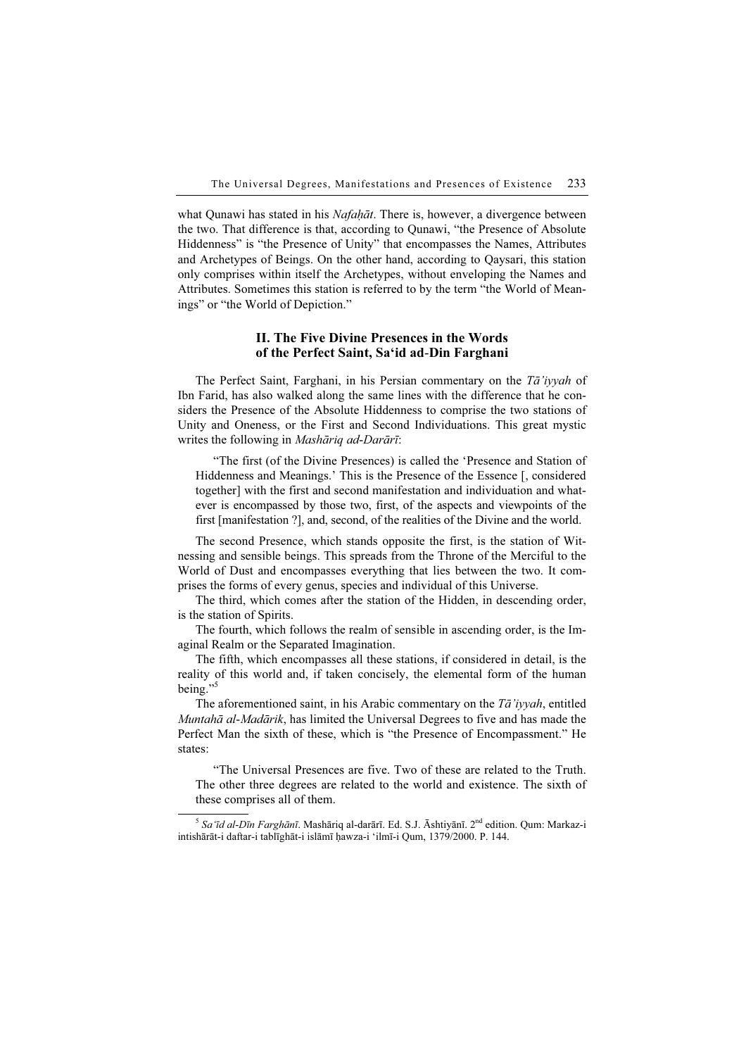what Qunawi has stated in his *Nafaḥāt*. There is, however, a divergence between the two. That difference is that, according to Qunawi, "the Presence of Absolute Hiddenness" is "the Presence of Unity" that encompasses the Names, Attributes and Archetypes of Beings. On the other hand, according to Qaysari, this station only comprises within itself the Archetypes, without enveloping the Names and Attributes. Sometimes this station is referred to by the term "the World of Meanings" or "the World of Depiction."

### II. The Five Divine Presences in the Words of the Perfect Saint, Sa'id ad-Din Farghani

The Perfect Saint, Farghani, in his Persian commentary on the *Tā'iyyah* of Ibn Farid, has also walked along the same lines with the difference that he considers the Presence of the Absolute Hiddenness to comprise the two stations of Unity and Oneness, or the First and Second Individuations. This great mystic writes the following in *Mashāriq ad-Darārī*:

> "The first (of the Divine Presences) is called the 'Presence and Station of Hiddenness and Meanings.' This is the Presence of the Essence [, considered together] with the first and second manifestation and individuation and whatever is encompassed by those two, first, of the aspects and viewpoints of the first [manifestation ?], and, second, of the realities of the Divine and the world.

The second Presence, which stands opposite the first, is the station of Witnessing and sensible beings. This spreads from the Throne of the Merciful to the World of Dust and encompasses everything that lies between the two. It comprises the forms of every genus, species and individual of this Universe.

The third, which comes after the station of the Hidden, in descending order, is the station of Spirits.

The fourth, which follows the realm of sensible in ascending order, is the Imaginal Realm or the Separated Imagination.

The fifth, which encompasses all these stations, if considered in detail, is the reality of this world and, if taken concisely, the elemental form of the human being."[5]

The aforementioned saint, in his Arabic commentary on the *Tā'iyyah*, entitled *Muntahā al-Madārik*, has limited the Universal Degrees to five and has made the Perfect Man the sixth of these, which is "the Presence of Encompassment." He states:

> "The Universal Presences are five. Two of these are related to the Truth. The other three degrees are related to the world and existence. The sixth of these comprises all of them.

---

[5] *Sa'īd al-Dīn Farghānī*. Mashāriq al-darārī. Ed. S.J. Āshtiyānī. 2nd edition. Qum: Markaz-i intishārāt-i daftar-i tablīghāt-i islāmī ḥawza-i 'ilmī-i Qum, 1379/2000. P. 144.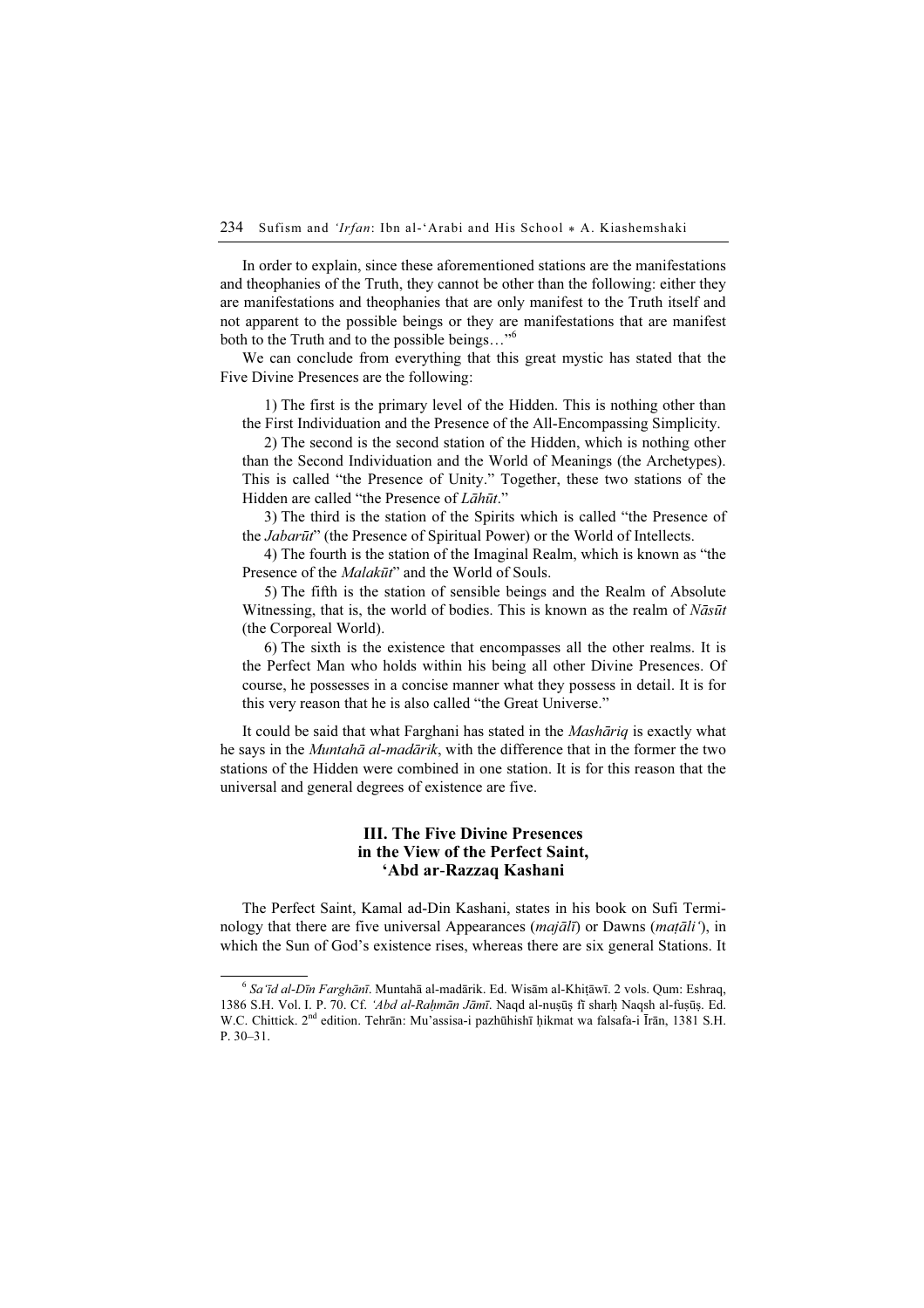In order to explain, since these aforementioned stations are the manifestations and theophanies of the Truth, they cannot be other than the following: either they are manifestations and theophanies that are only manifest to the Truth itself and not apparent to the possible beings or they are manifestations that are manifest both to the Truth and to the possible beings…"[6]

We can conclude from everything that this great mystic has stated that the Five Divine Presences are the following:

> 1) The first is the primary level of the Hidden. This is nothing other than the First Individuation and the Presence of the All-Encompassing Simplicity.
>
> 2) The second is the second station of the Hidden, which is nothing other than the Second Individuation and the World of Meanings (the Archetypes). This is called "the Presence of Unity." Together, these two stations of the Hidden are called "the Presence of *Lāhūt*."
>
> 3) The third is the station of the Spirits which is called "the Presence of the *Jabarūt*" (the Presence of Spiritual Power) or the World of Intellects.
>
> 4) The fourth is the station of the Imaginal Realm, which is known as "the Presence of the *Malakūt*" and the World of Souls.
>
> 5) The fifth is the station of sensible beings and the Realm of Absolute Witnessing, that is, the world of bodies. This is known as the realm of *Nāsūt* (the Corporeal World).
>
> 6) The sixth is the existence that encompasses all the other realms. It is the Perfect Man who holds within his being all other Divine Presences. Of course, he possesses in a concise manner what they possess in detail. It is for this very reason that he is also called "the Great Universe."

It could be said that what Farghani has stated in the *Mashāriq* is exactly what he says in the *Muntahā al-madārik*, with the difference that in the former the two stations of the Hidden were combined in one station. It is for this reason that the universal and general degrees of existence are five.

### III. The Five Divine Presences in the View of the Perfect Saint, 'Abd ar-Razzaq Kashani

The Perfect Saint, Kamal ad-Din Kashani, states in his book on Sufi Terminology that there are five universal Appearances (*majālī*) or Dawns (*maṭāli'*), in which the Sun of God's existence rises, whereas there are six general Stations. It

---

[6] *Sa'īd al-Dīn Farghānī*. Muntahā al-madārik. Ed. Wisām al-Khiṭāwī. 2 vols. Qum: Eshraq, 1386 S.H. Vol. I. P. 70. Cf. *'Abd al-Raḥmān Jāmī*. Naqd al-nuṣūṣ fī sharḥ Naqsh al-fuṣūṣ. Ed. W.C. Chittick. 2nd edition. Tehrān: Mu'assisa-i pazhūhishī ḥikmat wa falsafa-i Īrān, 1381 S.H. P. 30–31.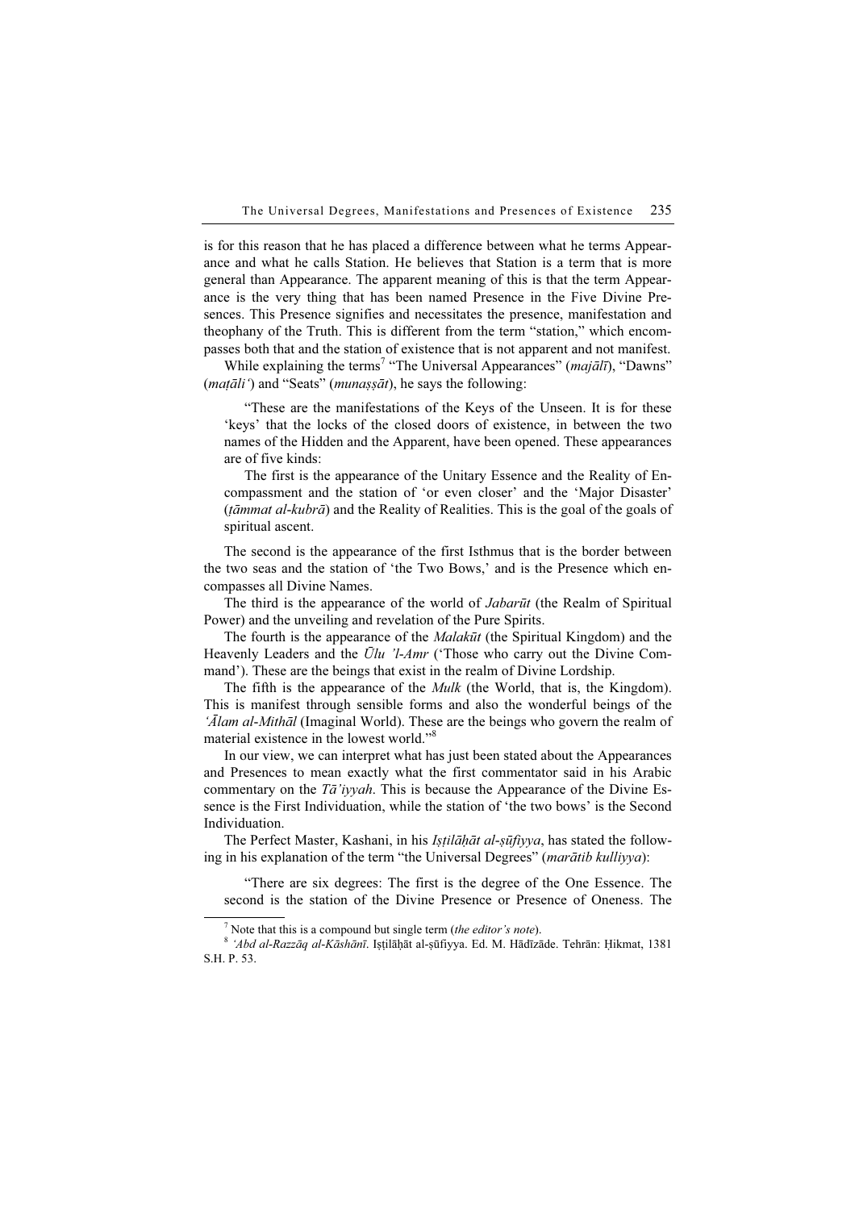is for this reason that he has placed a difference between what he terms Appearance and what he calls Station. He believes that Station is a term that is more general than Appearance. The apparent meaning of this is that the term Appearance is the very thing that has been named Presence in the Five Divine Presences. This Presence signifies and necessitates the presence, manifestation and theophany of the Truth. This is different from the term "station," which encompasses both that and the station of existence that is not apparent and not manifest.

While explaining the terms[7] "The Universal Appearances" (*majālī*), "Dawns" (*maṭāli'*) and "Seats" (*munaṣṣāt*), he says the following:

> "These are the manifestations of the Keys of the Unseen. It is for these 'keys' that the locks of the closed doors of existence, in between the two names of the Hidden and the Apparent, have been opened. These appearances are of five kinds:
>
> The first is the appearance of the Unitary Essence and the Reality of Encompassment and the station of 'or even closer' and the 'Major Disaster' (*ṭāmmat al-kubrā*) and the Reality of Realities. This is the goal of the goals of spiritual ascent.

The second is the appearance of the first Isthmus that is the border between the two seas and the station of 'the Two Bows,' and is the Presence which encompasses all Divine Names.

The third is the appearance of the world of *Jabarūt* (the Realm of Spiritual Power) and the unveiling and revelation of the Pure Spirits.

The fourth is the appearance of the *Malakūt* (the Spiritual Kingdom) and the Heavenly Leaders and the *Ūlu 'l-Amr* ('Those who carry out the Divine Command'). These are the beings that exist in the realm of Divine Lordship.

The fifth is the appearance of the *Mulk* (the World, that is, the Kingdom). This is manifest through sensible forms and also the wonderful beings of the *'Ālam al-Mithāl* (Imaginal World). These are the beings who govern the realm of material existence in the lowest world."[8]

In our view, we can interpret what has just been stated about the Appearances and Presences to mean exactly what the first commentator said in his Arabic commentary on the *Tā'iyyah*. This is because the Appearance of the Divine Essence is the First Individuation, while the station of 'the two bows' is the Second Individuation.

The Perfect Master, Kashani, in his *Iṣṭilāḥāt al-ṣūfiyya*, has stated the following in his explanation of the term "the Universal Degrees" (*marātib kulliyya*):

> "There are six degrees: The first is the degree of the One Essence. The second is the station of the Divine Presence or Presence of Oneness. The

[7] Note that this is a compound but single term (*the editor's note*).

[8] *'Abd al-Razzāq al-Kāshānī*. Iṣṭilāḥāt al-ṣūfiyya. Ed. M. Hādīzāde. Tehrān: Ḥikmat, 1381 S.H. P. 53.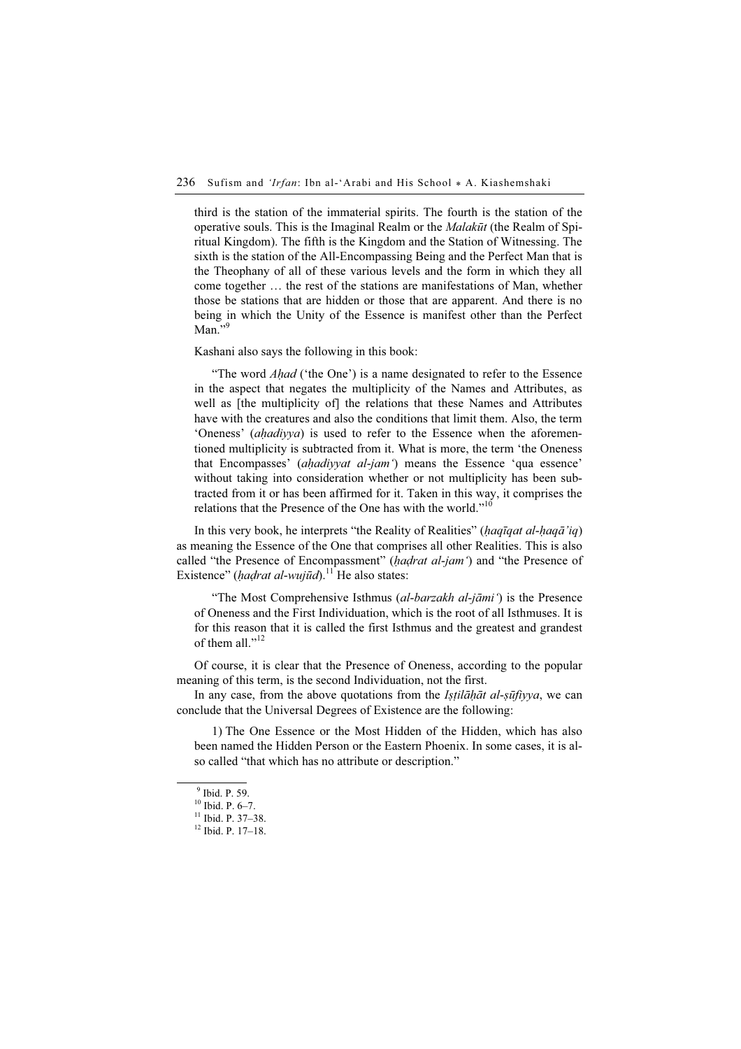third is the station of the immaterial spirits. The fourth is the station of the operative souls. This is the Imaginal Realm or the *Malakūt* (the Realm of Spiritual Kingdom). The fifth is the Kingdom and the Station of Witnessing. The sixth is the station of the All-Encompassing Being and the Perfect Man that is the Theophany of all of these various levels and the form in which they all come together … the rest of the stations are manifestations of Man, whether those be stations that are hidden or those that are apparent. And there is no being in which the Unity of the Essence is manifest other than the Perfect Man."[9]

Kashani also says the following in this book:

> "The word *Aḥad* ('the One') is a name designated to refer to the Essence in the aspect that negates the multiplicity of the Names and Attributes, as well as [the multiplicity of] the relations that these Names and Attributes have with the creatures and also the conditions that limit them. Also, the term 'Oneness' (*aḥadiyya*) is used to refer to the Essence when the aforementioned multiplicity is subtracted from it. What is more, the term 'the Oneness that Encompasses' (*aḥadiyyat al-jam'*) means the Essence 'qua essence' without taking into consideration whether or not multiplicity has been subtracted from it or has been affirmed for it. Taken in this way, it comprises the relations that the Presence of the One has with the world."[10]

In this very book, he interprets "the Reality of Realities" (*ḥaqīqat al-ḥaqā'iq*) as meaning the Essence of the One that comprises all other Realities. This is also called "the Presence of Encompassment" (*ḥaḍrat al-jam'*) and "the Presence of Existence" (*ḥaḍrat al-wujūd*).[11] He also states:

> "The Most Comprehensive Isthmus (*al-barzakh al-jāmi'*) is the Presence of Oneness and the First Individuation, which is the root of all Isthmuses. It is for this reason that it is called the first Isthmus and the greatest and grandest of them all."[12]

Of course, it is clear that the Presence of Oneness, according to the popular meaning of this term, is the second Individuation, not the first.

In any case, from the above quotations from the *Iṣṭilāḥāt al-ṣūfiyya*, we can conclude that the Universal Degrees of Existence are the following:

> 1) The One Essence or the Most Hidden of the Hidden, which has also been named the Hidden Person or the Eastern Phoenix. In some cases, it is also called "that which has no attribute or description."

---

[9] Ibid. P. 59.
[10] Ibid. P. 6–7.
[11] Ibid. P. 37–38.
[12] Ibid. P. 17–18.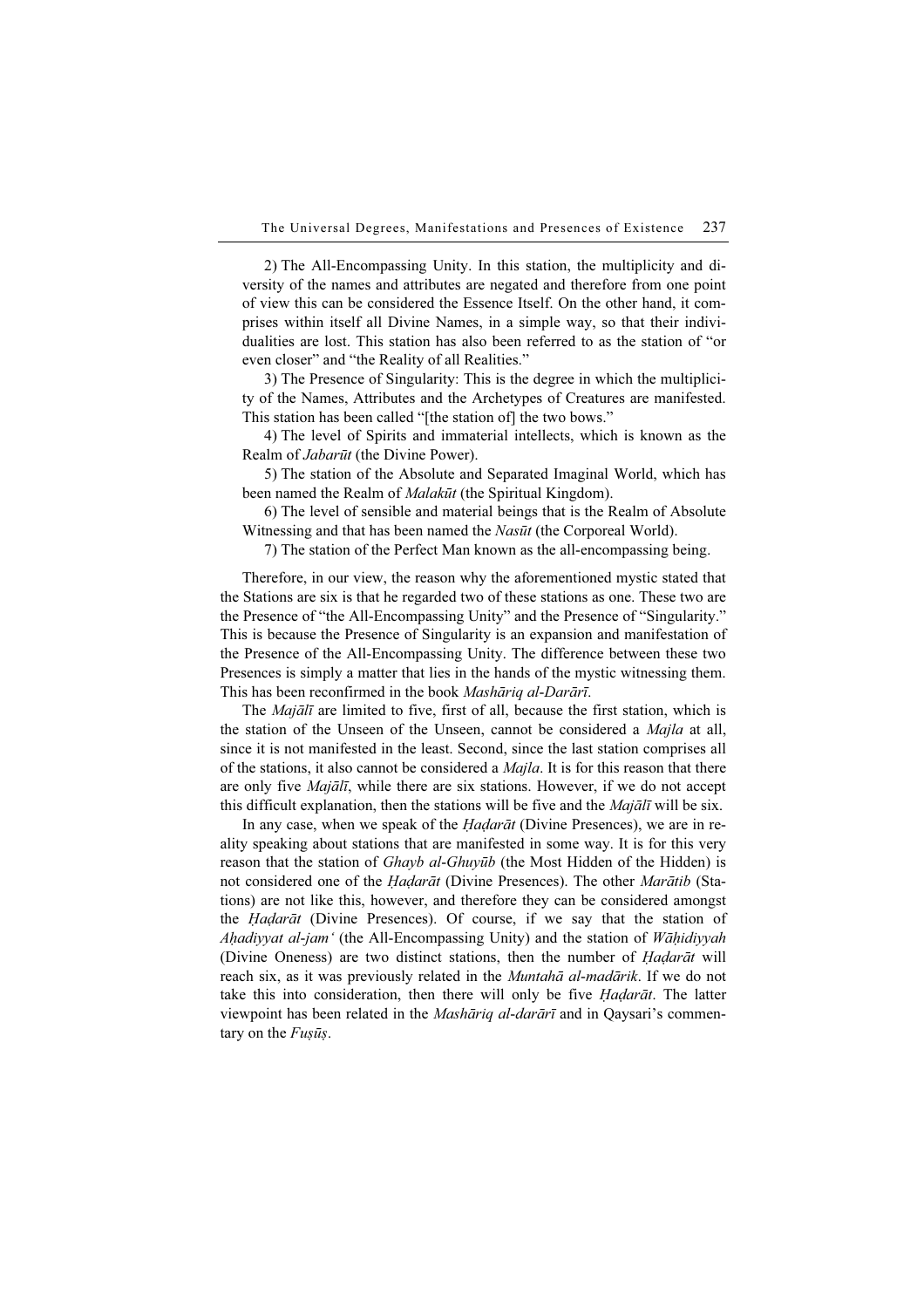2) The All-Encompassing Unity. In this station, the multiplicity and diversity of the names and attributes are negated and therefore from one point of view this can be considered the Essence Itself. On the other hand, it comprises within itself all Divine Names, in a simple way, so that their individualities are lost. This station has also been referred to as the station of "or even closer" and "the Reality of all Realities."

3) The Presence of Singularity: This is the degree in which the multiplicity of the Names, Attributes and the Archetypes of Creatures are manifested. This station has been called "[the station of] the two bows."

4) The level of Spirits and immaterial intellects, which is known as the Realm of *Jabarūt* (the Divine Power).

5) The station of the Absolute and Separated Imaginal World, which has been named the Realm of *Malakūt* (the Spiritual Kingdom).

6) The level of sensible and material beings that is the Realm of Absolute Witnessing and that has been named the *Nasūt* (the Corporeal World).

7) The station of the Perfect Man known as the all-encompassing being.

Therefore, in our view, the reason why the aforementioned mystic stated that the Stations are six is that he regarded two of these stations as one. These two are the Presence of "the All-Encompassing Unity" and the Presence of "Singularity." This is because the Presence of Singularity is an expansion and manifestation of the Presence of the All-Encompassing Unity. The difference between these two Presences is simply a matter that lies in the hands of the mystic witnessing them. This has been reconfirmed in the book *Mashāriq al-Darārī*.

The *Majālī* are limited to five, first of all, because the first station, which is the station of the Unseen of the Unseen, cannot be considered a *Majla* at all, since it is not manifested in the least. Second, since the last station comprises all of the stations, it also cannot be considered a *Majla*. It is for this reason that there are only five *Majālī*, while there are six stations. However, if we do not accept this difficult explanation, then the stations will be five and the *Majālī* will be six.

In any case, when we speak of the *Ḥaḍarāt* (Divine Presences), we are in reality speaking about stations that are manifested in some way. It is for this very reason that the station of *Ghayb al-Ghuyūb* (the Most Hidden of the Hidden) is not considered one of the *Ḥaḍarāt* (Divine Presences). The other *Marātib* (Stations) are not like this, however, and therefore they can be considered amongst the *Ḥaḍarāt* (Divine Presences). Of course, if we say that the station of *Aḥadiyyat al-jam'* (the All-Encompassing Unity) and the station of *Wāḥidiyyah* (Divine Oneness) are two distinct stations, then the number of *Ḥaḍarāt* will reach six, as it was previously related in the *Muntahā al-madārik*. If we do not take this into consideration, then there will only be five *Ḥaḍarāt*. The latter viewpoint has been related in the *Mashāriq al-darārī* and in Qaysari's commentary on the *Fuṣūṣ*.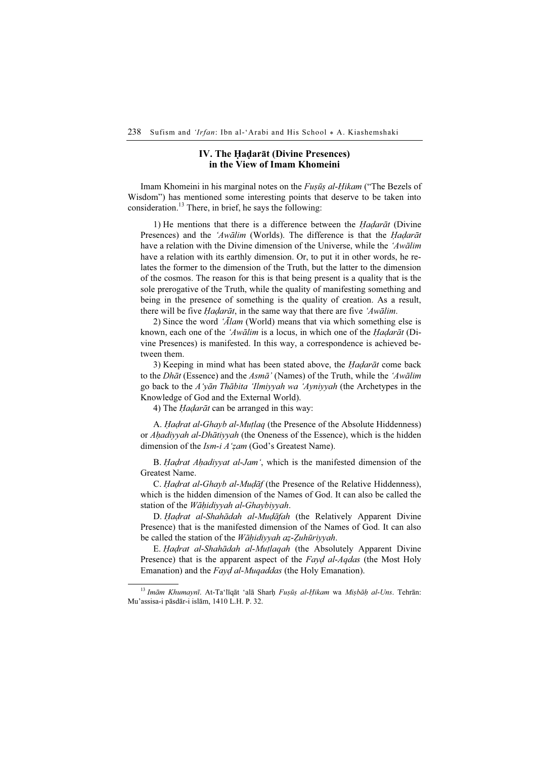## IV. The Ḥaḍarāt (Divine Presences) in the View of Imam Khomeini

Imam Khomeini in his marginal notes on the *Fuṣūṣ al-Ḥikam* ("The Bezels of Wisdom") has mentioned some interesting points that deserve to be taken into consideration.[13] There, in brief, he says the following:

1) He mentions that there is a difference between the *Ḥaḍarāt* (Divine Presences) and the *'Awālim* (Worlds). The difference is that the *Ḥaḍarāt* have a relation with the Divine dimension of the Universe, while the *'Awālim* have a relation with its earthly dimension. Or, to put it in other words, he relates the former to the dimension of the Truth, but the latter to the dimension of the cosmos. The reason for this is that being present is a quality that is the sole prerogative of the Truth, while the quality of manifesting something and being in the presence of something is the quality of creation. As a result, there will be five *Ḥaḍarāt*, in the same way that there are five *'Awālim*.

2) Since the word *'Ālam* (World) means that via which something else is known, each one of the *'Awālim* is a locus, in which one of the *Ḥaḍarāt* (Divine Presences) is manifested. In this way, a correspondence is achieved between them.

3) Keeping in mind what has been stated above, the *Ḥaḍarāt* come back to the *Dhāt* (Essence) and the *Asmā'* (Names) of the Truth, while the *'Awālim* go back to the *A'yān Thābita 'Ilmiyyah wa 'Ayniyyah* (the Archetypes in the Knowledge of God and the External World).

4) The *Ḥaḍarāt* can be arranged in this way:

A. *Ḥaḍrat al-Ghayb al-Muṭlaq* (the Presence of the Absolute Hiddenness) or *Aḥadiyyah al-Dhātiyyah* (the Oneness of the Essence), which is the hidden dimension of the *Ism-i A'ẓam* (God's Greatest Name).

B. *Ḥaḍrat Aḥadiyyat al-Jam'*, which is the manifested dimension of the Greatest Name.

C. *Ḥaḍrat al-Ghayb al-Muḍāf* (the Presence of the Relative Hiddenness), which is the hidden dimension of the Names of God. It can also be called the station of the *Wāḥidiyyah al-Ghaybiyyah*.

D. *Ḥaḍrat al-Shahādah al-Muḍāfah* (the Relatively Apparent Divine Presence) that is the manifested dimension of the Names of God. It can also be called the station of the *Wāḥidiyyah aẓ-Ẓuhūriyyah*.

E. *Ḥaḍrat al-Shahādah al-Muṭlaqah* (the Absolutely Apparent Divine Presence) that is the apparent aspect of the *Fayḍ al-Aqdas* (the Most Holy Emanation) and the *Fayḍ al-Muqaddas* (the Holy Emanation).

---

[13] *Imām Khumaynī*. At-Ta'līqāt 'alā Sharḥ *Fuṣūṣ al-Ḥikam* wa *Miṣbāḥ al-Uns*. Tehrān: Mu'assisa-i pāsdār-i islām, 1410 L.H. P. 32.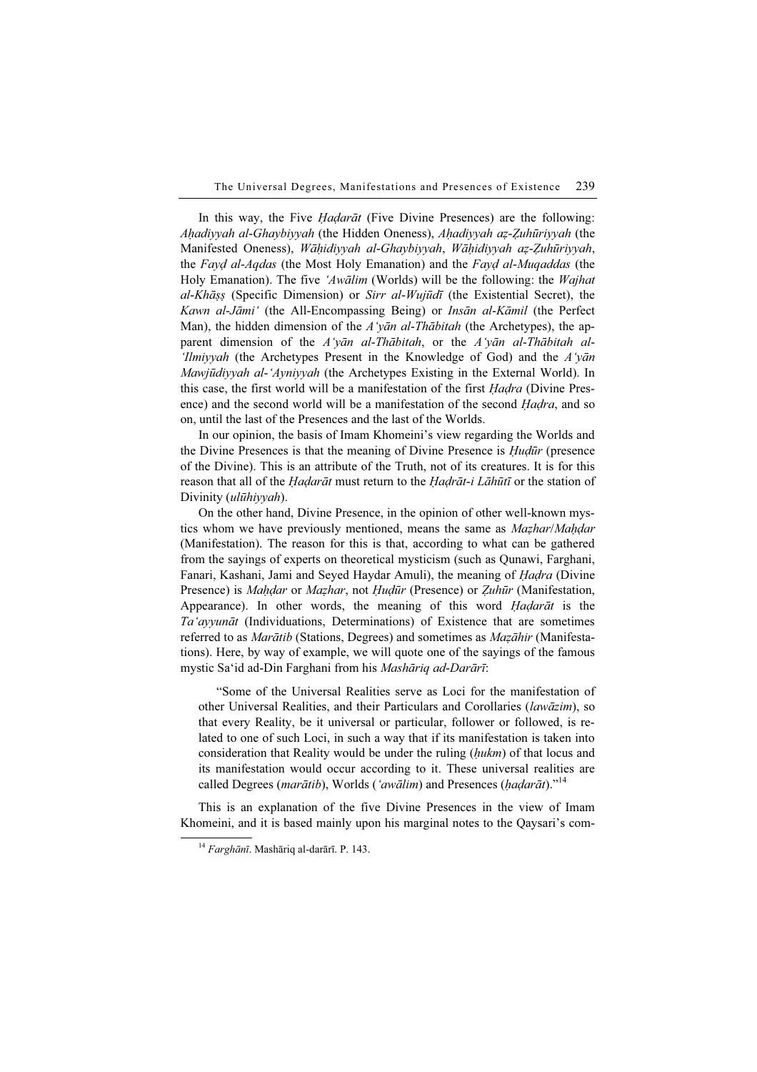In this way, the Five *Ḥaḍarāt* (Five Divine Presences) are the following: *Aḥadiyyah al-Ghaybiyyah* (the Hidden Oneness), *Aḥadiyyah aẓ-Ẓuhūriyyah* (the Manifested Oneness), *Wāḥidiyyah al-Ghaybiyyah*, *Wāḥidiyyah aẓ-Ẓuhūriyyah*, the *Fayḍ al-Aqdas* (the Most Holy Emanation) and the *Fayḍ al-Muqaddas* (the Holy Emanation). The five *'Awālim* (Worlds) will be the following: the *Wajhat al-Khāṣṣ* (Specific Dimension) or *Sirr al-Wujūdī* (the Existential Secret), the *Kawn al-Jāmi'* (the All-Encompassing Being) or *Insān al-Kāmil* (the Perfect Man), the hidden dimension of the *A'yān al-Thābitah* (the Archetypes), the apparent dimension of the *A'yān al-Thābitah*, or the *A'yān al-Thābitah al-'Ilmiyyah* (the Archetypes Present in the Knowledge of God) and the *A'yān Mawjūdiyyah al-'Ayniyyah* (the Archetypes Existing in the External World). In this case, the first world will be a manifestation of the first *Ḥaḍra* (Divine Presence) and the second world will be a manifestation of the second *Ḥaḍra*, and so on, until the last of the Presences and the last of the Worlds.

In our opinion, the basis of Imam Khomeini's view regarding the Worlds and the Divine Presences is that the meaning of Divine Presence is *Ḥuḍūr* (presence of the Divine). This is an attribute of the Truth, not of its creatures. It is for this reason that all of the *Ḥaḍarāt* must return to the *Ḥaḍrāt-i Lāhūtī* or the station of Divinity (*ulūhiyyah*).

On the other hand, Divine Presence, in the opinion of other well-known mystics whom we have previously mentioned, means the same as *Maẓhar*/*Maḥḍar* (Manifestation). The reason for this is that, according to what can be gathered from the sayings of experts on theoretical mysticism (such as Qunawi, Farghani, Fanari, Kashani, Jami and Seyed Haydar Amuli), the meaning of *Ḥaḍra* (Divine Presence) is *Maḥḍar* or *Maẓhar*, not *Ḥuḍūr* (Presence) or *Ẓuhūr* (Manifestation, Appearance). In other words, the meaning of this word *Ḥaḍarāt* is the *Ta'ayyunāt* (Individuations, Determinations) of Existence that are sometimes referred to as *Marātib* (Stations, Degrees) and sometimes as *Maẓāhir* (Manifestations). Here, by way of example, we will quote one of the sayings of the famous mystic Sa'id ad-Din Farghani from his *Mashāriq ad-Darārī*:

> "Some of the Universal Realities serve as Loci for the manifestation of other Universal Realities, and their Particulars and Corollaries (*lawāzim*), so that every Reality, be it universal or particular, follower or followed, is related to one of such Loci, in such a way that if its manifestation is taken into consideration that Reality would be under the ruling (*ḥukm*) of that locus and its manifestation would occur according to it. These universal realities are called Degrees (*marātib*), Worlds (*'awālim*) and Presences (*ḥaḍarāt*)."[14]

This is an explanation of the five Divine Presences in the view of Imam Khomeini, and it is based mainly upon his marginal notes to the Qaysari's com-

---

[14] *Farghānī*. Mashāriq al-darārī. P. 143.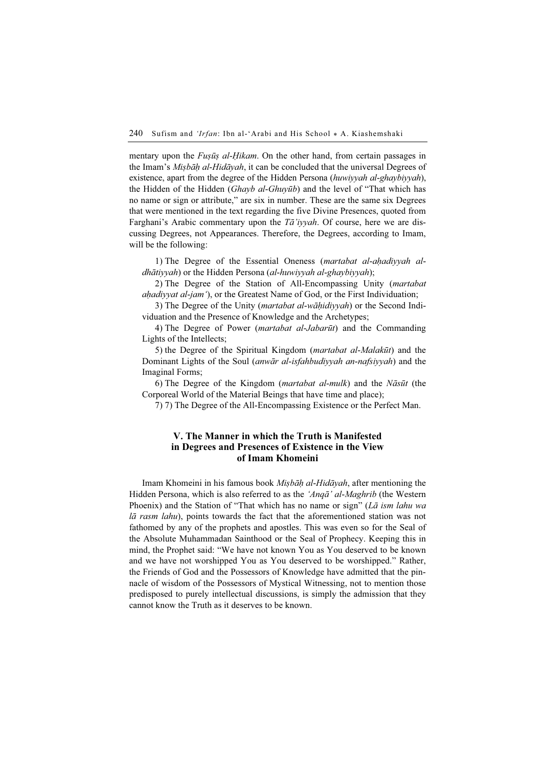mentary upon the *Fuṣūṣ al-Ḥikam*. On the other hand, from certain passages in the Imam's *Miṣbāḥ al-Hidāyah*, it can be concluded that the universal Degrees of existence, apart from the degree of the Hidden Persona (*huwiyyah al-ghaybiyyah*), the Hidden of the Hidden (*Ghayb al-Ghuyūb*) and the level of "That which has no name or sign or attribute," are six in number. These are the same six Degrees that were mentioned in the text regarding the five Divine Presences, quoted from Farghani's Arabic commentary upon the *Tā'iyyah*. Of course, here we are discussing Degrees, not Appearances. Therefore, the Degrees, according to Imam, will be the following:

1) The Degree of the Essential Oneness (*martabat al-aḥadiyyah al-dhātiyyah*) or the Hidden Persona (*al-huwiyyah al-ghaybiyyah*);

2) The Degree of the Station of All-Encompassing Unity (*martabat aḥadiyyat al-jam'*), or the Greatest Name of God, or the First Individuation;

3) The Degree of the Unity (*martabat al-wāḥidiyyah*) or the Second Individuation and the Presence of Knowledge and the Archetypes;

4) The Degree of Power (*martabat al-Jabarūt*) and the Commanding Lights of the Intellects;

5) the Degree of the Spiritual Kingdom (*martabat al-Malakūt*) and the Dominant Lights of the Soul (*anwār al-isfahbudiyyah an-nafsiyyah*) and the Imaginal Forms;

6) The Degree of the Kingdom (*martabat al-mulk*) and the *Nāsūt* (the Corporeal World of the Material Beings that have time and place);

7) 7) The Degree of the All-Encompassing Existence or the Perfect Man.

### V. The Manner in which the Truth is Manifested in Degrees and Presences of Existence in the View of Imam Khomeini

Imam Khomeini in his famous book *Miṣbāḥ al-Hidāyah*, after mentioning the Hidden Persona, which is also referred to as the *'Anqā' al-Maghrib* (the Western Phoenix) and the Station of "That which has no name or sign" (*Lā ism lahu wa lā rasm lahu*), points towards the fact that the aforementioned station was not fathomed by any of the prophets and apostles. This was even so for the Seal of the Absolute Muhammadan Sainthood or the Seal of Prophecy. Keeping this in mind, the Prophet said: "We have not known You as You deserved to be known and we have not worshipped You as You deserved to be worshipped." Rather, the Friends of God and the Possessors of Knowledge have admitted that the pinnacle of wisdom of the Possessors of Mystical Witnessing, not to mention those predisposed to purely intellectual discussions, is simply the admission that they cannot know the Truth as it deserves to be known.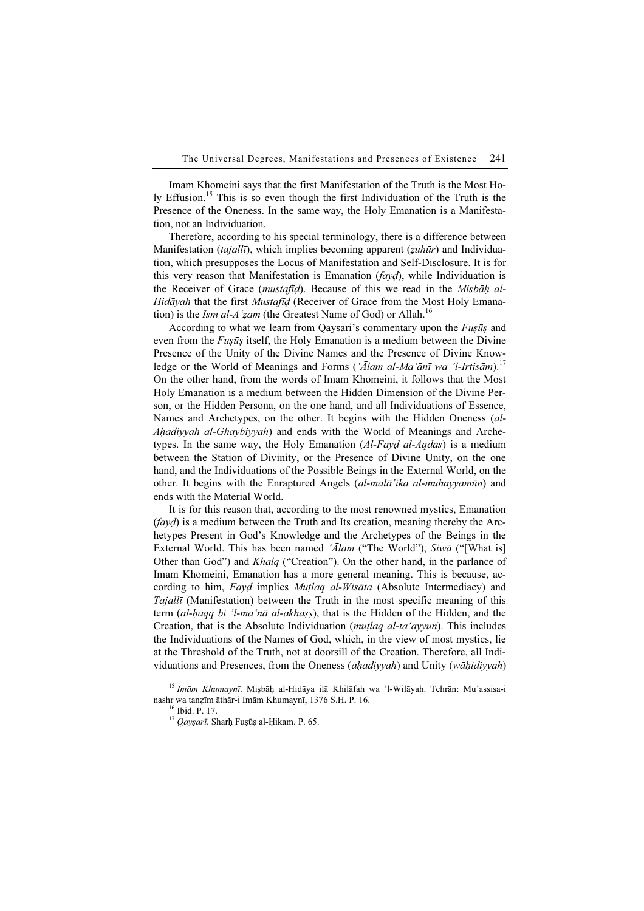Imam Khomeini says that the first Manifestation of the Truth is the Most Holy Effusion.[15] This is so even though the first Individuation of the Truth is the Presence of the Oneness. In the same way, the Holy Emanation is a Manifestation, not an Individuation.

Therefore, according to his special terminology, there is a difference between Manifestation (*tajallī*), which implies becoming apparent (*ẓuhūr*) and Individuation, which presupposes the Locus of Manifestation and Self-Disclosure. It is for this very reason that Manifestation is Emanation (*fayḍ*), while Individuation is the Receiver of Grace (*mustafīḍ*). Because of this we read in the *Misbāḥ al-Hidāyah* that the first *Mustafīḍ* (Receiver of Grace from the Most Holy Emanation) is the *Ism al-A'ẓam* (the Greatest Name of God) or Allah.[16]

According to what we learn from Qaysari's commentary upon the *Fuṣūṣ* and even from the *Fuṣūṣ* itself, the Holy Emanation is a medium between the Divine Presence of the Unity of the Divine Names and the Presence of Divine Knowledge or the World of Meanings and Forms (*'Ālam al-Ma'ānī wa 'l-Irtisām*).[17] On the other hand, from the words of Imam Khomeini, it follows that the Most Holy Emanation is a medium between the Hidden Dimension of the Divine Person, or the Hidden Persona, on the one hand, and all Individuations of Essence, Names and Archetypes, on the other. It begins with the Hidden Oneness (*al-Aḥadiyyah al-Ghaybiyyah*) and ends with the World of Meanings and Archetypes. In the same way, the Holy Emanation (*Al-Fayḍ al-Aqdas*) is a medium between the Station of Divinity, or the Presence of Divine Unity, on the one hand, and the Individuations of the Possible Beings in the External World, on the other. It begins with the Enraptured Angels (*al-malā'ika al-muhayyamūn*) and ends with the Material World.

It is for this reason that, according to the most renowned mystics, Emanation (*fayḍ*) is a medium between the Truth and Its creation, meaning thereby the Archetypes Present in God's Knowledge and the Archetypes of the Beings in the External World. This has been named *'Ālam* ("The World"), *Siwā* ("[What is] Other than God") and *Khalq* ("Creation"). On the other hand, in the parlance of Imam Khomeini, Emanation has a more general meaning. This is because, according to him, *Fayḍ* implies *Muṭlaq al-Wisāta* (Absolute Intermediacy) and *Tajallī* (Manifestation) between the Truth in the most specific meaning of this term (*al-ḥaqq bi 'l-ma'nā al-akhaṣṣ*), that is the Hidden of the Hidden, and the Creation, that is the Absolute Individuation (*muṭlaq al-ta'ayyun*). This includes the Individuations of the Names of God, which, in the view of most mystics, lie at the Threshold of the Truth, not at doorsill of the Creation. Therefore, all Individuations and Presences, from the Oneness (*aḥadiyyah*) and Unity (*wāḥidiyyah*)

---

[15] *Imām Khumaynī*. Miṣbāḥ al-Hidāya ilā Khilāfah wa 'l-Wilāyah. Tehrān: Mu'assisa-i nashr wa tanẓīm āthār-i Imām Khumaynī, 1376 S.H. P. 16.

[16] Ibid. P. 17.

[17] *Qayṣarī*. Sharḥ Fuṣūṣ al-Ḥikam. P. 65.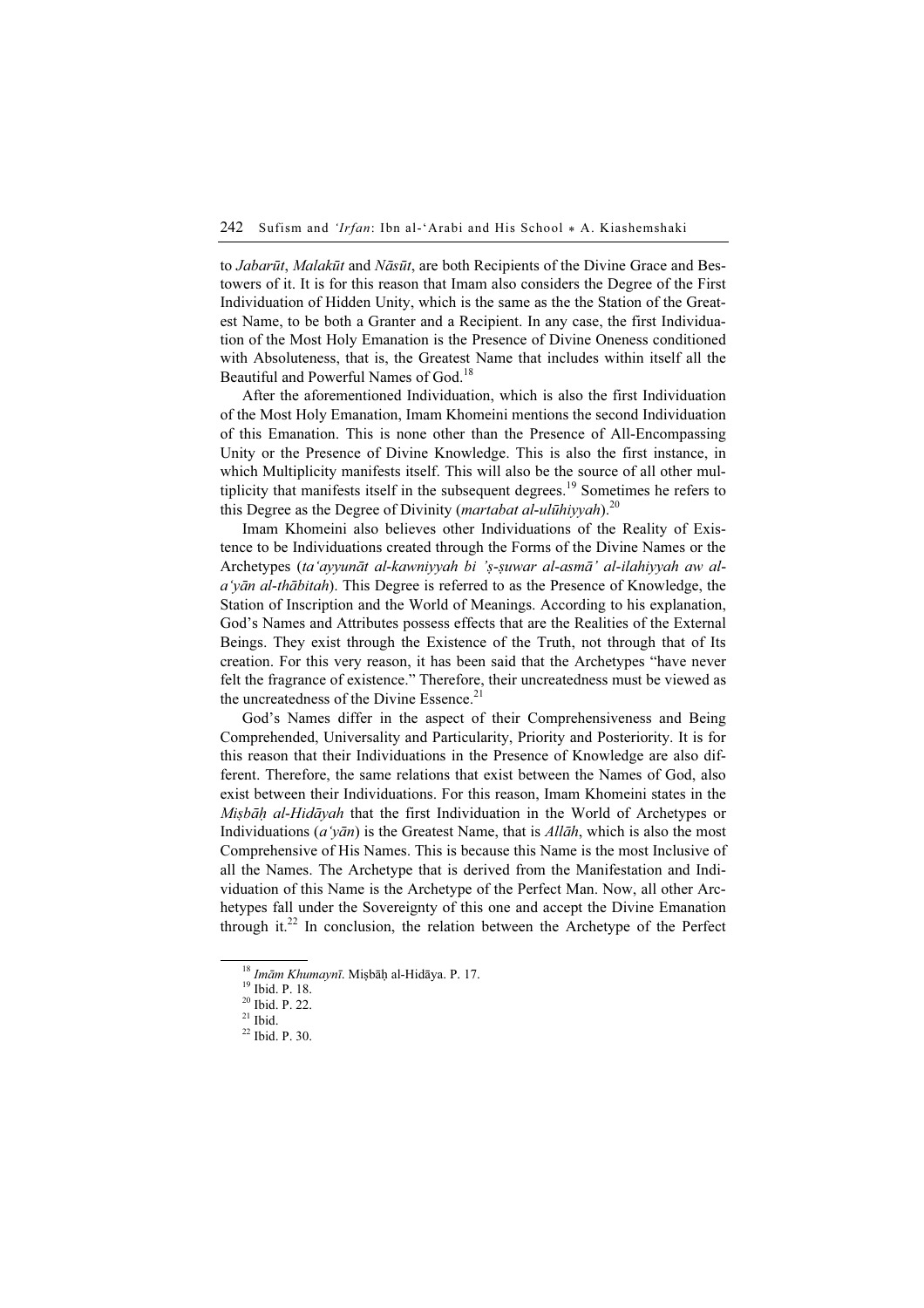to *Jabarūt*, *Malakūt* and *Nāsūt*, are both Recipients of the Divine Grace and Bestowers of it. It is for this reason that Imam also considers the Degree of the First Individuation of Hidden Unity, which is the same as the the Station of the Greatest Name, to be both a Granter and a Recipient. In any case, the first Individuation of the Most Holy Emanation is the Presence of Divine Oneness conditioned with Absoluteness, that is, the Greatest Name that includes within itself all the Beautiful and Powerful Names of God.[18]

After the aforementioned Individuation, which is also the first Individuation of the Most Holy Emanation, Imam Khomeini mentions the second Individuation of this Emanation. This is none other than the Presence of All-Encompassing Unity or the Presence of Divine Knowledge. This is also the first instance, in which Multiplicity manifests itself. This will also be the source of all other multiplicity that manifests itself in the subsequent degrees.[19] Sometimes he refers to this Degree as the Degree of Divinity (*martabat al-ulūhiyyah*).[20]

Imam Khomeini also believes other Individuations of the Reality of Existence to be Individuations created through the Forms of the Divine Names or the Archetypes (*ta'ayyunāt al-kawniyyah bi 'ṣ-ṣuwar al-asmā' al-ilahiyyah aw al-a'yān al-thābitah*). This Degree is referred to as the Presence of Knowledge, the Station of Inscription and the World of Meanings. According to his explanation, God's Names and Attributes possess effects that are the Realities of the External Beings. They exist through the Existence of the Truth, not through that of Its creation. For this very reason, it has been said that the Archetypes "have never felt the fragrance of existence." Therefore, their uncreatedness must be viewed as the uncreatedness of the Divine Essence.[21]

God's Names differ in the aspect of their Comprehensiveness and Being Comprehended, Universality and Particularity, Priority and Posteriority. It is for this reason that their Individuations in the Presence of Knowledge are also different. Therefore, the same relations that exist between the Names of God, also exist between their Individuations. For this reason, Imam Khomeini states in the *Miṣbāḥ al-Hidāyah* that the first Individuation in the World of Archetypes or Individuations (*a'yān*) is the Greatest Name, that is *Allāh*, which is also the most Comprehensive of His Names. This is because this Name is the most Inclusive of all the Names. The Archetype that is derived from the Manifestation and Individuation of this Name is the Archetype of the Perfect Man. Now, all other Archetypes fall under the Sovereignty of this one and accept the Divine Emanation through it.[22] In conclusion, the relation between the Archetype of the Perfect

---

[18] *Imām Khumaynī*. Miṣbāḥ al-Hidāya. P. 17.

[19] Ibid. P. 18.

[20] Ibid. P. 22.

[21] Ibid.

[22] Ibid. P. 30.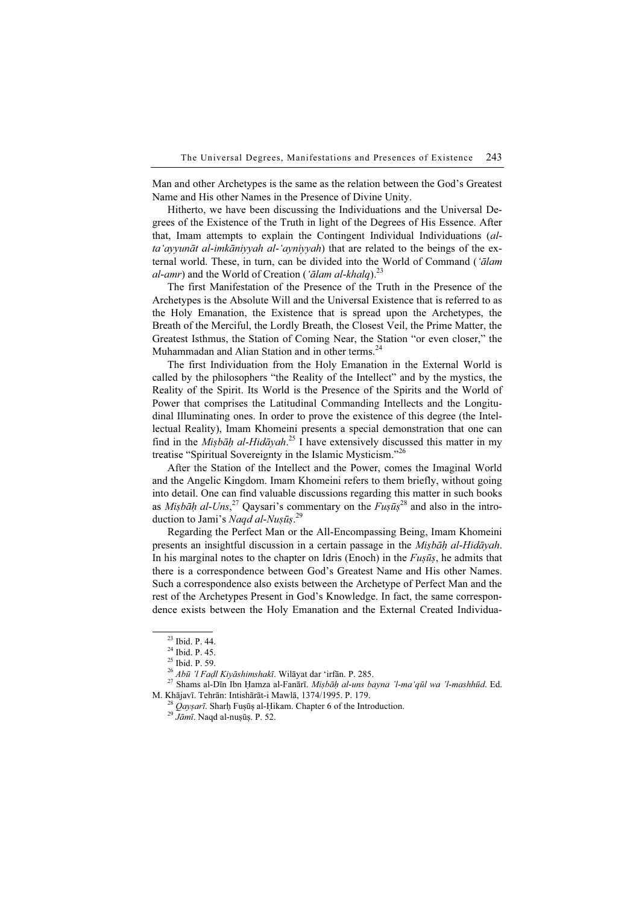Man and other Archetypes is the same as the relation between the God's Greatest Name and His other Names in the Presence of Divine Unity.

Hitherto, we have been discussing the Individuations and the Universal Degrees of the Existence of the Truth in light of the Degrees of His Essence. After that, Imam attempts to explain the Contingent Individual Individuations (*al-ta'ayyunāt al-imkāniyyah al-'ayniyyah*) that are related to the beings of the external world. These, in turn, can be divided into the World of Command (*'ālam al-amr*) and the World of Creation (*'ālam al-khalq*).[23]

The first Manifestation of the Presence of the Truth in the Presence of the Archetypes is the Absolute Will and the Universal Existence that is referred to as the Holy Emanation, the Existence that is spread upon the Archetypes, the Breath of the Merciful, the Lordly Breath, the Closest Veil, the Prime Matter, the Greatest Isthmus, the Station of Coming Near, the Station "or even closer," the Muhammadan and Alian Station and in other terms.[24]

The first Individuation from the Holy Emanation in the External World is called by the philosophers "the Reality of the Intellect" and by the mystics, the Reality of the Spirit. Its World is the Presence of the Spirits and the World of Power that comprises the Latitudinal Commanding Intellects and the Longitudinal Illuminating ones. In order to prove the existence of this degree (the Intellectual Reality), Imam Khomeini presents a special demonstration that one can find in the *Miṣbāḥ al-Hidāyah*.[25] I have extensively discussed this matter in my treatise "Spiritual Sovereignty in the Islamic Mysticism."[26]

After the Station of the Intellect and the Power, comes the Imaginal World and the Angelic Kingdom. Imam Khomeini refers to them briefly, without going into detail. One can find valuable discussions regarding this matter in such books as *Miṣbāḥ al-Uns*,[27] Qaysari's commentary on the *Fuṣūṣ*[28] and also in the introduction to Jami's *Naqd al-Nuṣūṣ*.[29]

Regarding the Perfect Man or the All-Encompassing Being, Imam Khomeini presents an insightful discussion in a certain passage in the *Miṣbāḥ al-Hidāyah*. In his marginal notes to the chapter on Idris (Enoch) in the *Fuṣūṣ*, he admits that there is a correspondence between God's Greatest Name and His other Names. Such a correspondence also exists between the Archetype of Perfect Man and the rest of the Archetypes Present in God's Knowledge. In fact, the same correspondence exists between the Holy Emanation and the External Created Individua-

---

[23] Ibid. P. 44.

[24] Ibid. P. 45.

[25] Ibid. P. 59.

[26] *Abū 'l Faḍl Kiyāshimshakī*. Wilāyat dar 'irfān. P. 285.

[27] Shams al-Dīn Ibn Ḥamza al-Fanārī. *Miṣbāḥ al-uns bayna 'l-ma'qūl wa 'l-mashhūd*. Ed. M. Khājavī. Tehrān: Intishārāt-i Mawlā, 1374/1995. P. 179.

[28] *Qayṣarī*. Sharḥ Fuṣūṣ al-Ḥikam. Chapter 6 of the Introduction.

[29] *Jāmī*. Naqd al-nuṣūṣ. P. 52.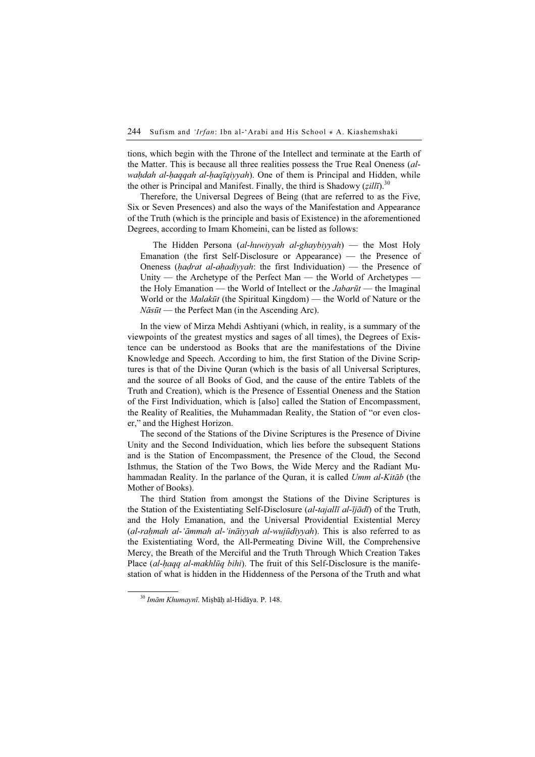tions, which begin with the Throne of the Intellect and terminate at the Earth of the Matter. This is because all three realities possess the True Real Oneness (*al-waḥdah al-ḥaqqah al-ḥaqīqiyyah*). One of them is Principal and Hidden, while the other is Principal and Manifest. Finally, the third is Shadowy (*ẓillī*).[30]

Therefore, the Universal Degrees of Being (that are referred to as the Five, Six or Seven Presences) and also the ways of the Manifestation and Appearance of the Truth (which is the principle and basis of Existence) in the aforementioned Degrees, according to Imam Khomeini, can be listed as follows:

> The Hidden Persona (*al-huwiyyah al-ghaybiyyah*) — the Most Holy Emanation (the first Self-Disclosure or Appearance) — the Presence of Oneness (*ḥaḍrat al-aḥadiyyah*: the first Individuation) — the Presence of Unity — the Archetype of the Perfect Man — the World of Archetypes — the Holy Emanation — the World of Intellect or the *Jabarūt* — the Imaginal World or the *Malakūt* (the Spiritual Kingdom) — the World of Nature or the *Nāsūt* — the Perfect Man (in the Ascending Arc).

In the view of Mirza Mehdi Ashtiyani (which, in reality, is a summary of the viewpoints of the greatest mystics and sages of all times), the Degrees of Existence can be understood as Books that are the manifestations of the Divine Knowledge and Speech. According to him, the first Station of the Divine Scriptures is that of the Divine Quran (which is the basis of all Universal Scriptures, and the source of all Books of God, and the cause of the entire Tablets of the Truth and Creation), which is the Presence of Essential Oneness and the Station of the First Individuation, which is [also] called the Station of Encompassment, the Reality of Realities, the Muhammadan Reality, the Station of "or even closer," and the Highest Horizon.

The second of the Stations of the Divine Scriptures is the Presence of Divine Unity and the Second Individuation, which lies before the subsequent Stations and is the Station of Encompassment, the Presence of the Cloud, the Second Isthmus, the Station of the Two Bows, the Wide Mercy and the Radiant Muhammadan Reality. In the parlance of the Quran, it is called *Umm al-Kitāb* (the Mother of Books).

The third Station from amongst the Stations of the Divine Scriptures is the Station of the Existentiating Self-Disclosure (*al-tajallī al-ījādī*) of the Truth, and the Holy Emanation, and the Universal Providential Existential Mercy (*al-raḥmah al-'āmmah al-'ināiyyah al-wujūdiyyah*). This is also referred to as the Existentiating Word, the All-Permeating Divine Will, the Comprehensive Mercy, the Breath of the Merciful and the Truth Through Which Creation Takes Place (*al-ḥaqq al-makhlūq bihi*). The fruit of this Self-Disclosure is the manifestation of what is hidden in the Hiddenness of the Persona of the Truth and what

---

[30] *Imām Khumaynī*. Miṣbāḥ al-Hidāya. P. 148.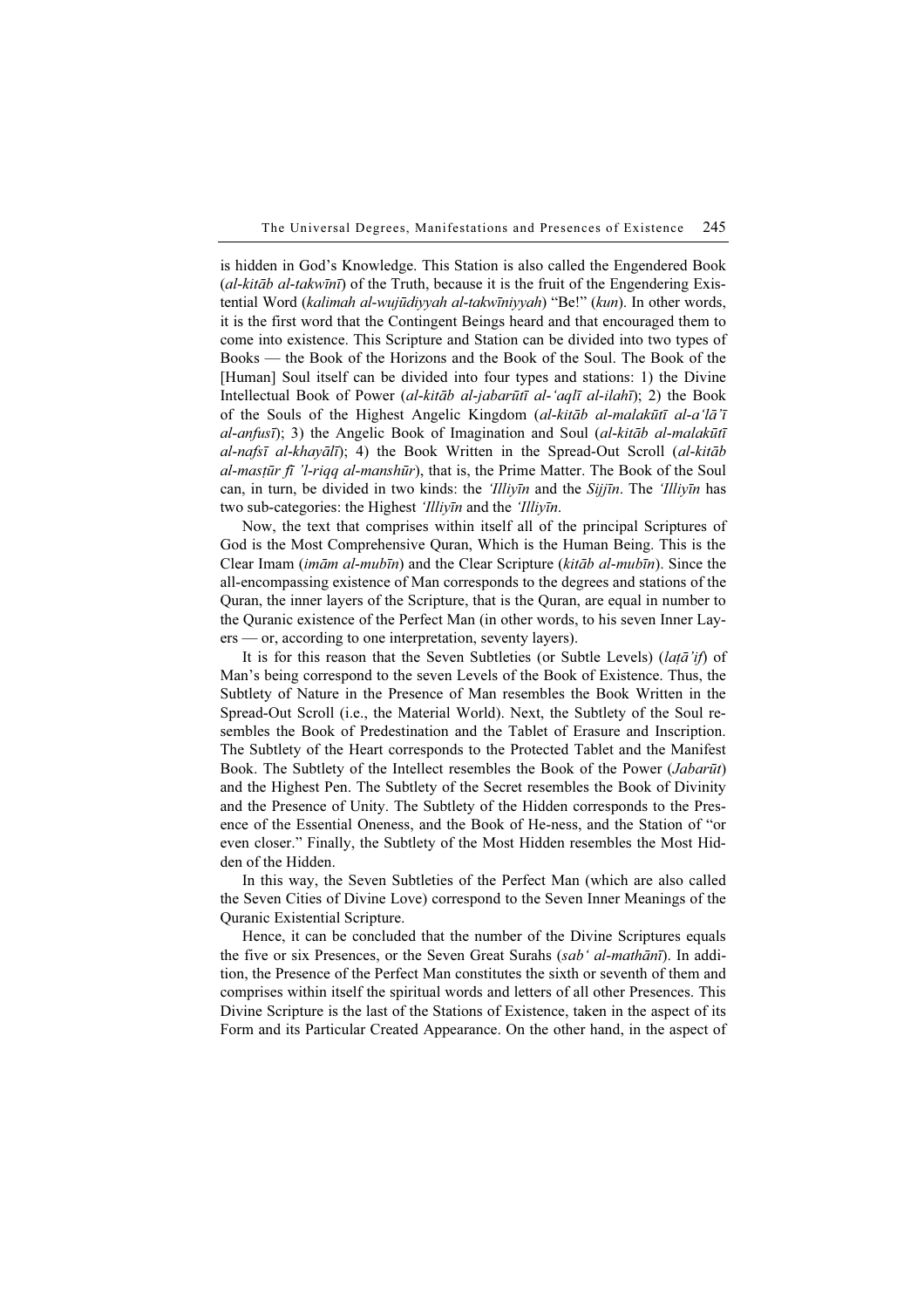is hidden in God's Knowledge. This Station is also called the Engendered Book (*al-kitāb al-takwīnī*) of the Truth, because it is the fruit of the Engendering Existential Word (*kalimah al-wujūdiyyah al-takwīniyyah*) "Be!" (*kun*). In other words, it is the first word that the Contingent Beings heard and that encouraged them to come into existence. This Scripture and Station can be divided into two types of Books — the Book of the Horizons and the Book of the Soul. The Book of the [Human] Soul itself can be divided into four types and stations: 1) the Divine Intellectual Book of Power (*al-kitāb al-jabarūtī al-'aqlī al-ilahī*); 2) the Book of the Souls of the Highest Angelic Kingdom (*al-kitāb al-malakūtī al-a'lā'ī al-anfusī*); 3) the Angelic Book of Imagination and Soul (*al-kitāb al-malakūtī al-nafsī al-khayālī*); 4) the Book Written in the Spread-Out Scroll (*al-kitāb al-masṭūr fī 'l-riqq al-manshūr*), that is, the Prime Matter. The Book of the Soul can, in turn, be divided in two kinds: the *'Illiyīn* and the *Sijjīn*. The *'Illiyīn* has two sub-categories: the Highest *'Illiyīn* and the *'Illiyīn*.

Now, the text that comprises within itself all of the principal Scriptures of God is the Most Comprehensive Quran, Which is the Human Being. This is the Clear Imam (*imām al-mubīn*) and the Clear Scripture (*kitāb al-mubīn*). Since the all-encompassing existence of Man corresponds to the degrees and stations of the Quran, the inner layers of the Scripture, that is the Quran, are equal in number to the Quranic existence of the Perfect Man (in other words, to his seven Inner Layers — or, according to one interpretation, seventy layers).

It is for this reason that the Seven Subtleties (or Subtle Levels) (*laṭā'if*) of Man's being correspond to the seven Levels of the Book of Existence. Thus, the Subtlety of Nature in the Presence of Man resembles the Book Written in the Spread-Out Scroll (i.e., the Material World). Next, the Subtlety of the Soul resembles the Book of Predestination and the Tablet of Erasure and Inscription. The Subtlety of the Heart corresponds to the Protected Tablet and the Manifest Book. The Subtlety of the Intellect resembles the Book of the Power (*Jabarūt*) and the Highest Pen. The Subtlety of the Secret resembles the Book of Divinity and the Presence of Unity. The Subtlety of the Hidden corresponds to the Presence of the Essential Oneness, and the Book of He-ness, and the Station of "or even closer." Finally, the Subtlety of the Most Hidden resembles the Most Hidden of the Hidden.

In this way, the Seven Subtleties of the Perfect Man (which are also called the Seven Cities of Divine Love) correspond to the Seven Inner Meanings of the Quranic Existential Scripture.

Hence, it can be concluded that the number of the Divine Scriptures equals the five or six Presences, or the Seven Great Surahs (*sab' al-mathānī*). In addition, the Presence of the Perfect Man constitutes the sixth or seventh of them and comprises within itself the spiritual words and letters of all other Presences. This Divine Scripture is the last of the Stations of Existence, taken in the aspect of its Form and its Particular Created Appearance. On the other hand, in the aspect of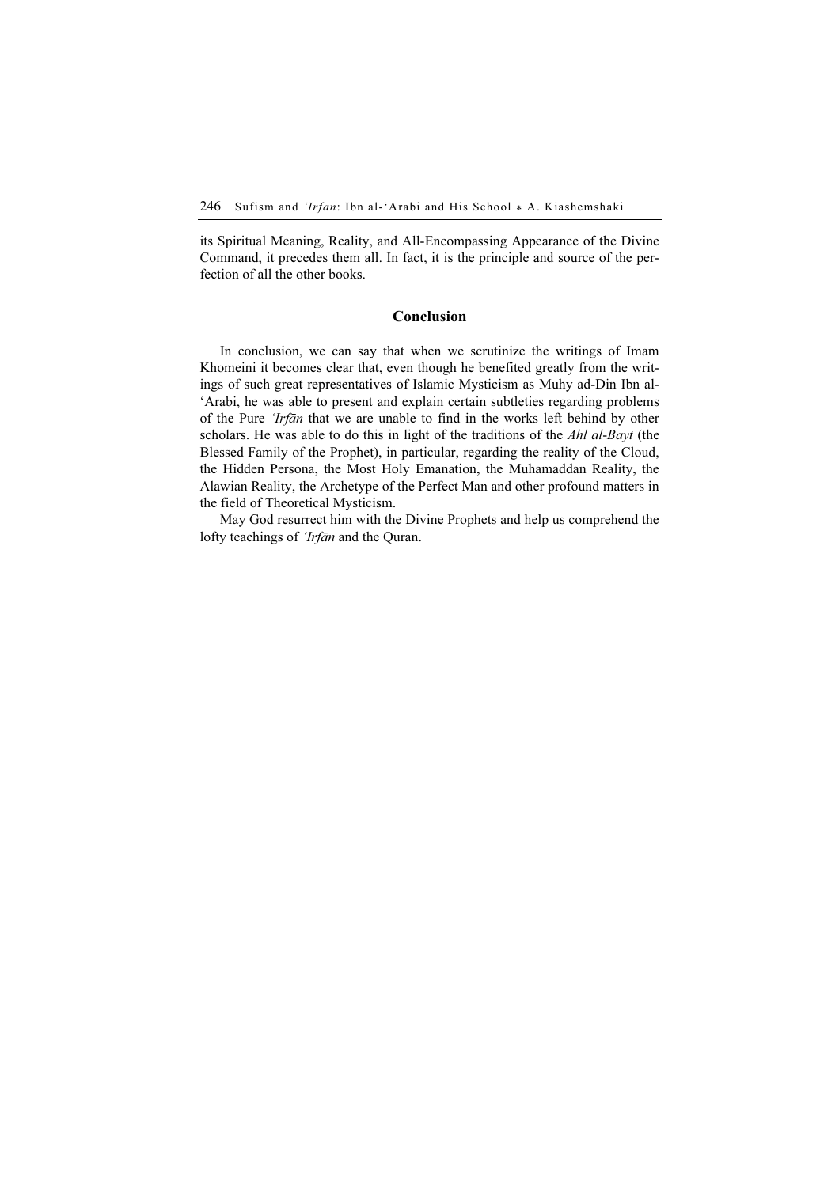its Spiritual Meaning, Reality, and All-Encompassing Appearance of the Divine Command, it precedes them all. In fact, it is the principle and source of the perfection of all the other books.

## Conclusion

In conclusion, we can say that when we scrutinize the writings of Imam Khomeini it becomes clear that, even though he benefited greatly from the writings of such great representatives of Islamic Mysticism as Muhy ad-Din Ibn al-'Arabi, he was able to present and explain certain subtleties regarding problems of the Pure *'Irfān* that we are unable to find in the works left behind by other scholars. He was able to do this in light of the traditions of the *Ahl al-Bayt* (the Blessed Family of the Prophet), in particular, regarding the reality of the Cloud, the Hidden Persona, the Most Holy Emanation, the Muhamaddan Reality, the Alawian Reality, the Archetype of the Perfect Man and other profound matters in the field of Theoretical Mysticism.

May God resurrect him with the Divine Prophets and help us comprehend the lofty teachings of *'Irfān* and the Quran.